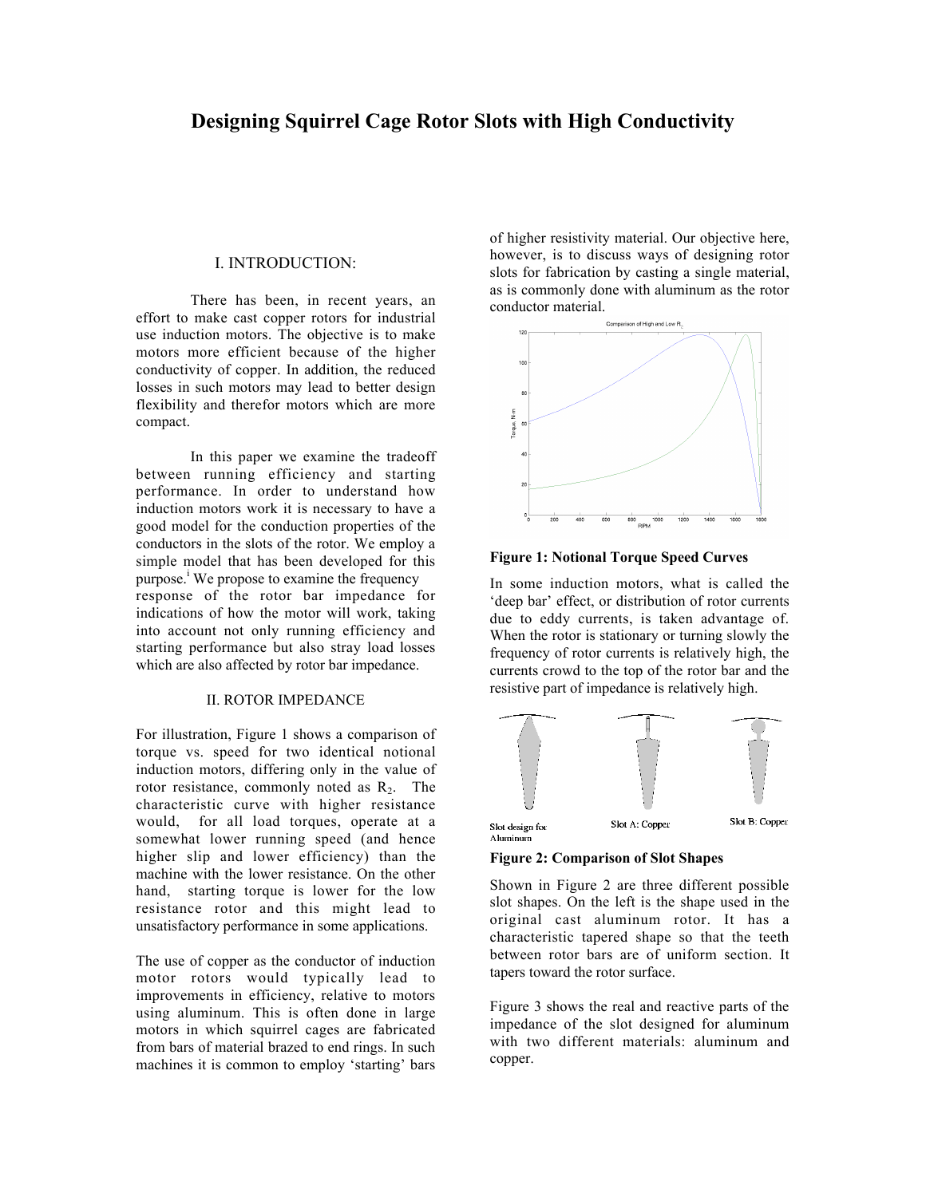# Designing Squirrel Cage Rotor Slots with High Conductivity

## I. INTRODUCTION:

There has been, in recent years, an effort to make cast copper rotors for industrial use induction motors. The objective is to make motors more efficient because of the higher conductivity of copper. In addition, the reduced losses in such motors may lead to better design flexibility and therefor motors which are more compact.

In this paper we examine the tradeoff between running efficiency and starting performance. In order to understand how induction motors work it is necessary to have a good model for the conduction properties of the conductors in the slots of the rotor. We employ a simple model that has been developed for this purpose.[i] We propose to examine the frequency response of the rotor bar impedance for indications of how the motor will work, taking into account not only running efficiency and starting performance but also stray load losses which are also affected by rotor bar impedance.

## II. ROTOR IMPEDANCE

For illustration, Figure 1 shows a comparison of torque vs. speed for two identical notional induction motors, differing only in the value of rotor resistance, commonly noted as $R_2$. The characteristic curve with higher resistance would, for all load torques, operate at a somewhat lower running speed (and hence higher slip and lower efficiency) than the machine with the lower resistance. On the other hand, starting torque is lower for the low resistance rotor and this might lead to unsatisfactory performance in some applications.

The use of copper as the conductor of induction motor rotors would typically lead to improvements in efficiency, relative to motors using aluminum. This is often done in large motors in which squirrel cages are fabricated from bars of material brazed to end rings. In such machines it is common to employ 'starting' bars of higher resistivity material. Our objective here, however, is to discuss ways of designing rotor slots for fabrication by casting a single material, as is commonly done with aluminum as the rotor conductor material.

**Figure 1: Notional Torque Speed Curves**

In some induction motors, what is called the 'deep bar' effect, or distribution of rotor currents due to eddy currents, is taken advantage of. When the rotor is stationary or turning slowly the frequency of rotor currents is relatively high, the currents crowd to the top of the rotor bar and the resistive part of impedance is relatively high.

**Figure 2: Comparison of Slot Shapes**

Shown in Figure 2 are three different possible slot shapes. On the left is the shape used in the original cast aluminum rotor. It has a characteristic tapered shape so that the teeth between rotor bars are of uniform section. It tapers toward the rotor surface.

Figure 3 shows the real and reactive parts of the impedance of the slot designed for aluminum with two different materials: aluminum and copper.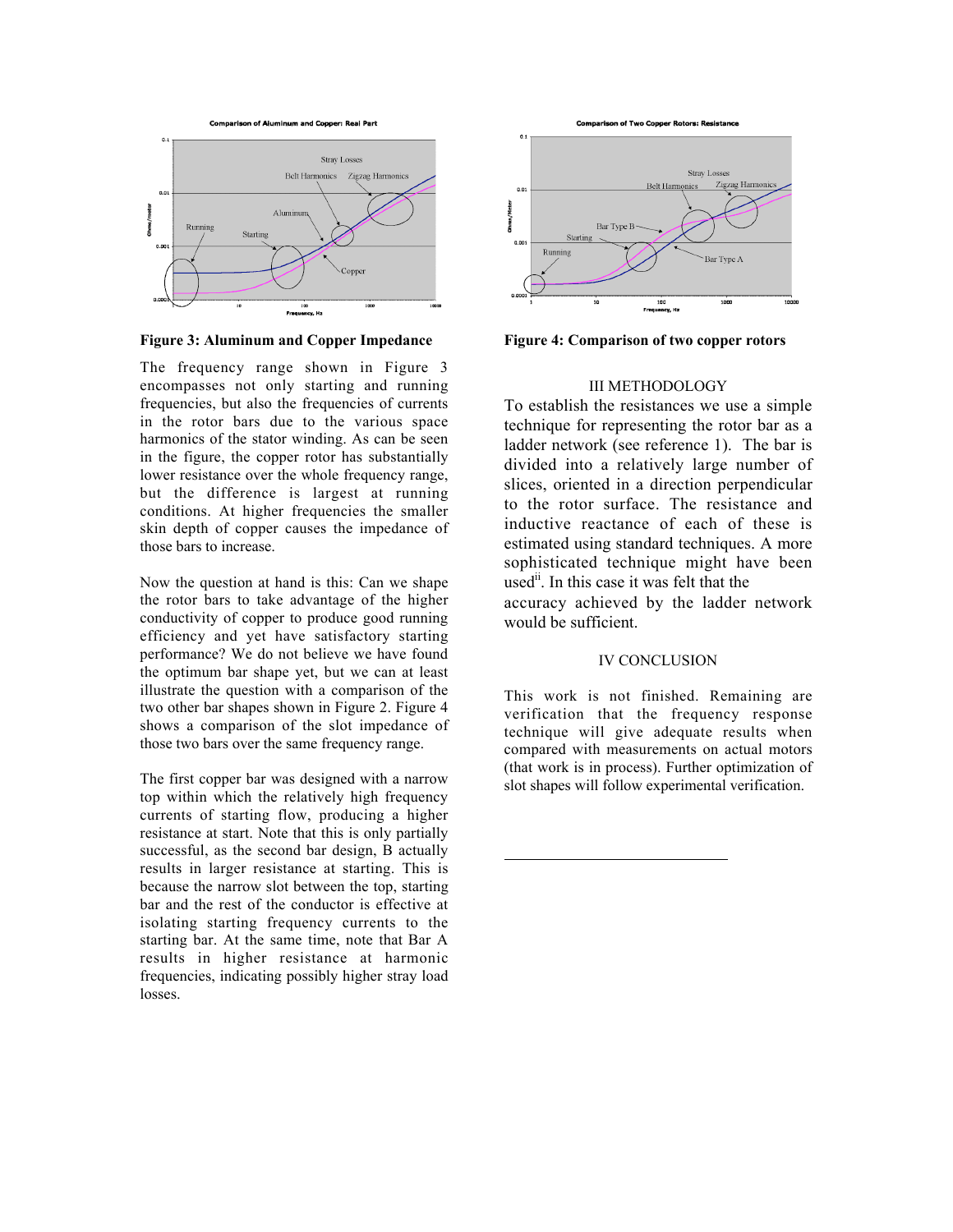Comparison of Aluminum and Copper: Real Part

0.1

0.01

0.001

0.0001

Ohms/meter

Stray Losses

Belt Harmonics

Zigzag Harmonics

Aluminum

Running

Starting

Copper

10

100

1000

10000

Frequency, Hz

**Figure 3: Aluminum and Copper Impedance**

The frequency range shown in Figure 3 encompasses not only starting and running frequencies, but also the frequencies of currents in the rotor bars due to the various space harmonics of the stator winding. As can be seen in the figure, the copper rotor has substantially lower resistance over the whole frequency range, but the difference is largest at running conditions. At higher frequencies the smaller skin depth of copper causes the impedance of those bars to increase.

Now the question at hand is this: Can we shape the rotor bars to take advantage of the higher conductivity of copper to produce good running efficiency and yet have satisfactory starting performance? We do not believe we have found the optimum bar shape yet, but we can at least illustrate the question with a comparison of the two other bar shapes shown in Figure 2. Figure 4 shows a comparison of the slot impedance of those two bars over the same frequency range.

The first copper bar was designed with a narrow top within which the relatively high frequency currents of starting flow, producing a higher resistance at start. Note that this is only partially successful, as the second bar design, B actually results in larger resistance at starting. This is because the narrow slot between the top, starting bar and the rest of the conductor is effective at isolating starting frequency currents to the starting bar. At the same time, note that Bar A results in higher resistance at harmonic frequencies, indicating possibly higher stray load losses.

Comparison of Two Copper Rotors: Resistance

0.1

0.01

0.001

0.0001

Ohms/Meter

Stray Losses

Belt Harmonics

Zigzag Harmonics

Bar Type B

Starting

Running

Bar Type A

1

10

100

1000

10000

Frequency, Hz

**Figure 4: Comparison of two copper rotors**

## III METHODOLOGY

To establish the resistances we use a simple technique for representing the rotor bar as a ladder network (see reference 1). The bar is divided into a relatively large number of slices, oriented in a direction perpendicular to the rotor surface. The resistance and inductive reactance of each of these is estimated using standard techniques. A more sophisticated technique might have been used[ii]. In this case it was felt that the accuracy achieved by the ladder network would be sufficient.

## IV CONCLUSION

This work is not finished. Remaining are verification that the frequency response technique will give adequate results when compared with measurements on actual motors (that work is in process). Further optimization of slot shapes will follow experimental verification.